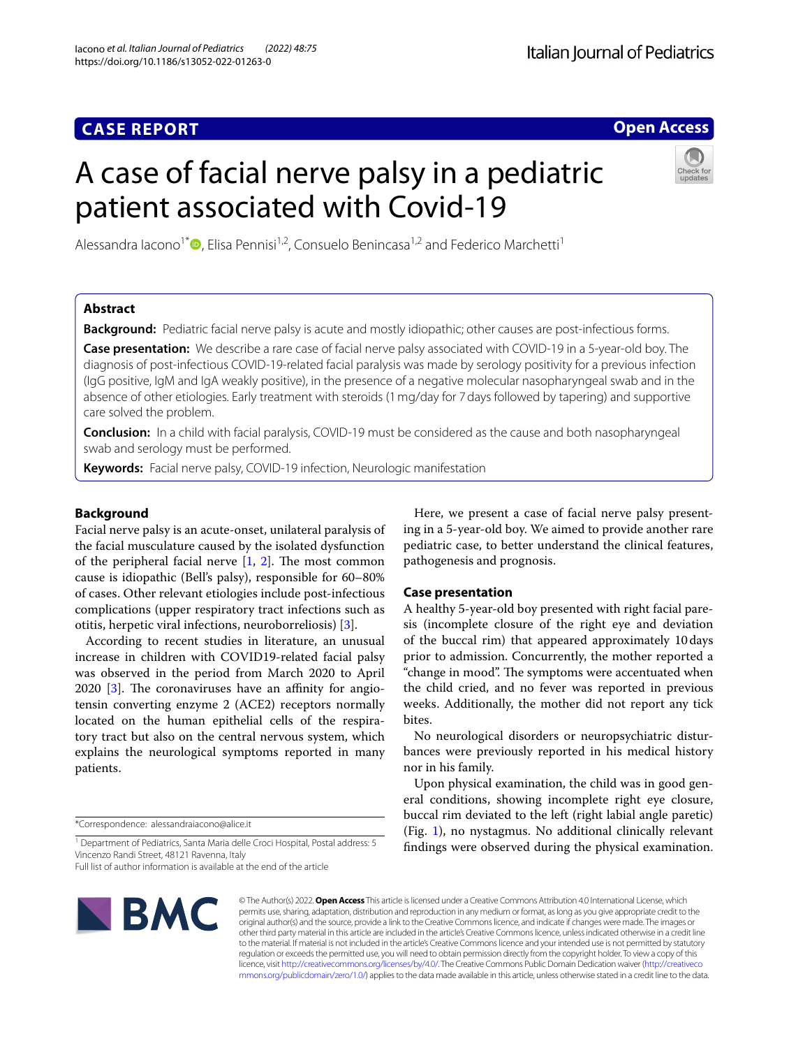CASE REPORT

Open Access

# A case of facial nerve palsy in a pediatric patient associated with Covid-19

Alessandra Iacono[1*], Elisa Pennisi[1,2], Consuelo Benincasa[1,2] and Federico Marchetti[1]

## Abstract

**Background:** Pediatric facial nerve palsy is acute and mostly idiopathic; other causes are post-infectious forms.

**Case presentation:** We describe a rare case of facial nerve palsy associated with COVID-19 in a 5-year-old boy. The diagnosis of post-infectious COVID-19-related facial paralysis was made by serology positivity for a previous infection (IgG positive, IgM and IgA weakly positive), in the presence of a negative molecular nasopharyngeal swab and in the absence of other etiologies. Early treatment with steroids (1 mg/day for 7 days followed by tapering) and supportive care solved the problem.

**Conclusion:** In a child with facial paralysis, COVID-19 must be considered as the cause and both nasopharyngeal swab and serology must be performed.

**Keywords:** Facial nerve palsy, COVID-19 infection, Neurologic manifestation

## Background

Facial nerve palsy is an acute-onset, unilateral paralysis of the facial musculature caused by the isolated dysfunction of the peripheral facial nerve [1, 2]. The most common cause is idiopathic (Bell's palsy), responsible for 60–80% of cases. Other relevant etiologies include post-infectious complications (upper respiratory tract infections such as otitis, herpetic viral infections, neuroborreliosis) [3].

According to recent studies in literature, an unusual increase in children with COVID19-related facial palsy was observed in the period from March 2020 to April 2020 [3]. The coronaviruses have an affinity for angiotensin converting enzyme 2 (ACE2) receptors normally located on the human epithelial cells of the respiratory tract but also on the central nervous system, which explains the neurological symptoms reported in many patients.

Here, we present a case of facial nerve palsy presenting in a 5-year-old boy. We aimed to provide another rare pediatric case, to better understand the clinical features, pathogenesis and prognosis.

## Case presentation

A healthy 5-year-old boy presented with right facial paresis (incomplete closure of the right eye and deviation of the buccal rim) that appeared approximately 10 days prior to admission. Concurrently, the mother reported a "change in mood". The symptoms were accentuated when the child cried, and no fever was reported in previous weeks. Additionally, the mother did not report any tick bites.

No neurological disorders or neuropsychiatric disturbances were previously reported in his medical history nor in his family.

Upon physical examination, the child was in good general conditions, showing incomplete right eye closure, buccal rim deviated to the left (right labial angle paretic) (Fig. 1), no nystagmus. No additional clinically relevant findings were observed during the physical examination.

*Correspondence: alessandraiacono@alice.it

[1] Department of Pediatrics, Santa Maria delle Croci Hospital, Postal address: 5 Vincenzo Randi Street, 48121 Ravenna, Italy

Full list of author information is available at the end of the article

© The Author(s) 2022. **Open Access** This article is licensed under a Creative Commons Attribution 4.0 International License, which permits use, sharing, adaptation, distribution and reproduction in any medium or format, as long as you give appropriate credit to the original author(s) and the source, provide a link to the Creative Commons licence, and indicate if changes were made. The images or other third party material in this article are included in the article's Creative Commons licence, unless indicated otherwise in a credit line to the material. If material is not included in the article's Creative Commons licence and your intended use is not permitted by statutory regulation or exceeds the permitted use, you will need to obtain permission directly from the copyright holder. To view a copy of this licence, visit http://creativecommons.org/licenses/by/4.0/. The Creative Commons Public Domain Dedication waiver (http://creativecommons.org/publicdomain/zero/1.0/) applies to the data made available in this article, unless otherwise stated in a credit line to the data.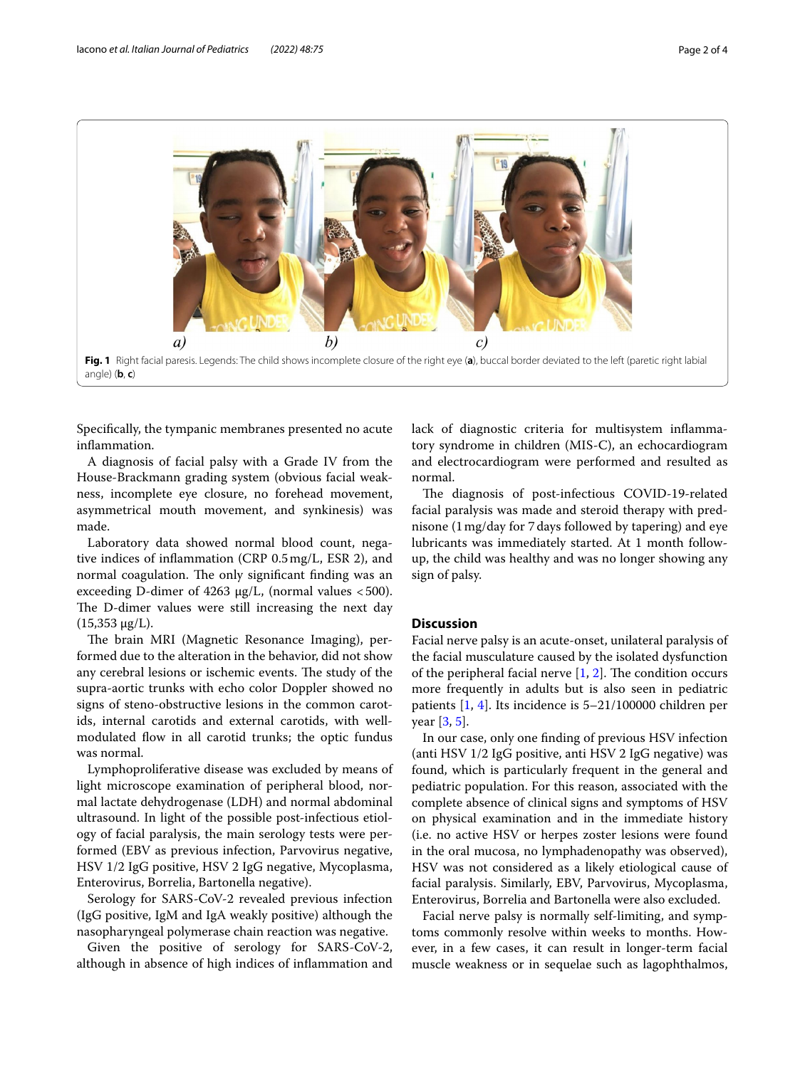Fig. 1 Right facial paresis. Legends: The child shows incomplete closure of the right eye (a), buccal border deviated to the left (paretic right labial angle) (b, c)

Specifically, the tympanic membranes presented no acute inflammation.

A diagnosis of facial palsy with a Grade IV from the House-Brackmann grading system (obvious facial weakness, incomplete eye closure, no forehead movement, asymmetrical mouth movement, and synkinesis) was made.

Laboratory data showed normal blood count, negative indices of inflammation (CRP 0.5 mg/L, ESR 2), and normal coagulation. The only significant finding was an exceeding D-dimer of 4263 μg/L, (normal values <500). The D-dimer values were still increasing the next day (15,353 μg/L).

The brain MRI (Magnetic Resonance Imaging), performed due to the alteration in the behavior, did not show any cerebral lesions or ischemic events. The study of the supra-aortic trunks with echo color Doppler showed no signs of steno-obstructive lesions in the common carotids, internal carotids and external carotids, with well-modulated flow in all carotid trunks; the optic fundus was normal.

Lymphoproliferative disease was excluded by means of light microscope examination of peripheral blood, normal lactate dehydrogenase (LDH) and normal abdominal ultrasound. In light of the possible post-infectious etiology of facial paralysis, the main serology tests were performed (EBV as previous infection, Parvovirus negative, HSV 1/2 IgG positive, HSV 2 IgG negative, Mycoplasma, Enterovirus, Borrelia, Bartonella negative).

Serology for SARS-CoV-2 revealed previous infection (IgG positive, IgM and IgA weakly positive) although the nasopharyngeal polymerase chain reaction was negative.

Given the positive of serology for SARS-CoV-2, although in absence of high indices of inflammation and lack of diagnostic criteria for multisystem inflammatory syndrome in children (MIS-C), an echocardiogram and electrocardiogram were performed and resulted as normal.

The diagnosis of post-infectious COVID-19-related facial paralysis was made and steroid therapy with prednisone (1 mg/day for 7 days followed by tapering) and eye lubricants was immediately started. At 1 month follow-up, the child was healthy and was no longer showing any sign of palsy.

## Discussion

Facial nerve palsy is an acute-onset, unilateral paralysis of the facial musculature caused by the isolated dysfunction of the peripheral facial nerve [1, 2]. The condition occurs more frequently in adults but is also seen in pediatric patients [1, 4]. Its incidence is 5–21/100000 children per year [3, 5].

In our case, only one finding of previous HSV infection (anti HSV 1/2 IgG positive, anti HSV 2 IgG negative) was found, which is particularly frequent in the general and pediatric population. For this reason, associated with the complete absence of clinical signs and symptoms of HSV on physical examination and in the immediate history (i.e. no active HSV or herpes zoster lesions were found in the oral mucosa, no lymphadenopathy was observed), HSV was not considered as a likely etiological cause of facial paralysis. Similarly, EBV, Parvovirus, Mycoplasma, Enterovirus, Borrelia and Bartonella were also excluded.

Facial nerve palsy is normally self-limiting, and symptoms commonly resolve within weeks to months. However, in a few cases, it can result in longer-term facial muscle weakness or in sequelae such as lagophthalmos,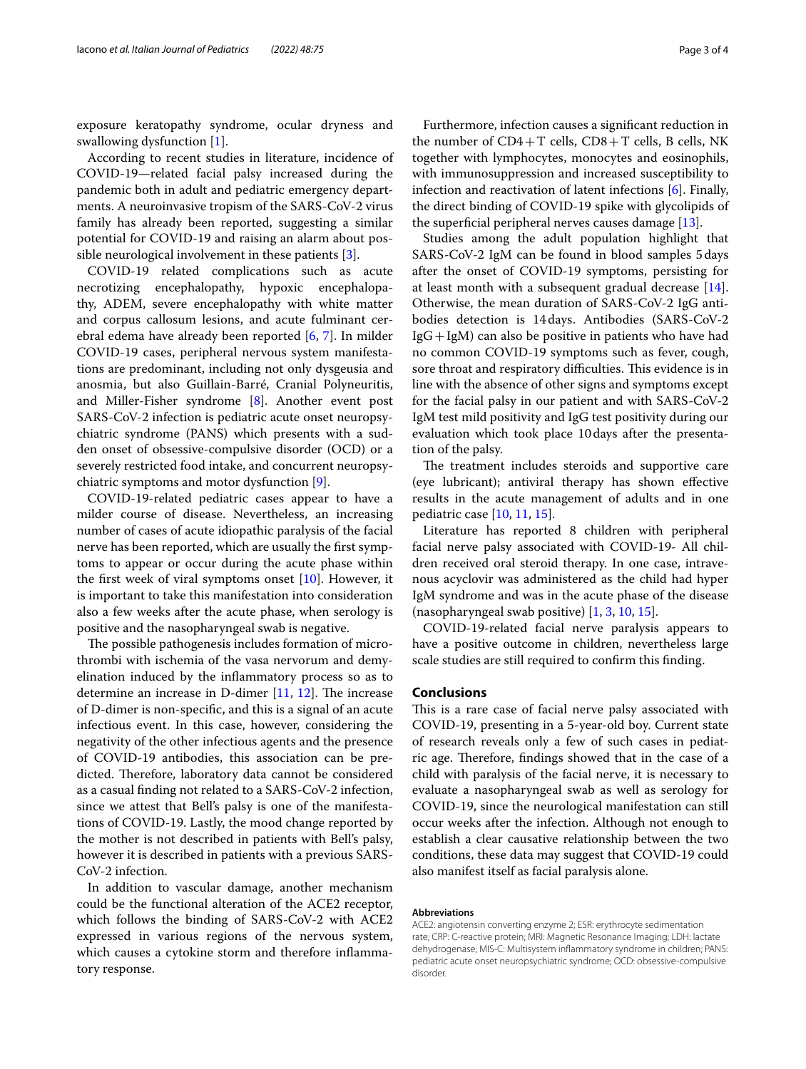exposure keratopathy syndrome, ocular dryness and swallowing dysfunction [1].

According to recent studies in literature, incidence of COVID-19—related facial palsy increased during the pandemic both in adult and pediatric emergency departments. A neuroinvasive tropism of the SARS-CoV-2 virus family has already been reported, suggesting a similar potential for COVID-19 and raising an alarm about possible neurological involvement in these patients [3].

COVID-19 related complications such as acute necrotizing encephalopathy, hypoxic encephalopathy, ADEM, severe encephalopathy with white matter and corpus callosum lesions, and acute fulminant cerebral edema have already been reported [6, 7]. In milder COVID-19 cases, peripheral nervous system manifestations are predominant, including not only dysgeusia and anosmia, but also Guillain-Barré, Cranial Polyneuritis, and Miller-Fisher syndrome [8]. Another event post SARS-CoV-2 infection is pediatric acute onset neuropsychiatric syndrome (PANS) which presents with a sudden onset of obsessive-compulsive disorder (OCD) or a severely restricted food intake, and concurrent neuropsychiatric symptoms and motor dysfunction [9].

COVID-19-related pediatric cases appear to have a milder course of disease. Nevertheless, an increasing number of cases of acute idiopathic paralysis of the facial nerve has been reported, which are usually the first symptoms to appear or occur during the acute phase within the first week of viral symptoms onset [10]. However, it is important to take this manifestation into consideration also a few weeks after the acute phase, when serology is positive and the nasopharyngeal swab is negative.

The possible pathogenesis includes formation of microthrombi with ischemia of the vasa nervorum and demyelination induced by the inflammatory process so as to determine an increase in D-dimer [11, 12]. The increase of D-dimer is non-specific, and this is a signal of an acute infectious event. In this case, however, considering the negativity of the other infectious agents and the presence of COVID-19 antibodies, this association can be predicted. Therefore, laboratory data cannot be considered as a casual finding not related to a SARS-CoV-2 infection, since we attest that Bell's palsy is one of the manifestations of COVID-19. Lastly, the mood change reported by the mother is not described in patients with Bell's palsy, however it is described in patients with a previous SARS-CoV-2 infection.

In addition to vascular damage, another mechanism could be the functional alteration of the ACE2 receptor, which follows the binding of SARS-CoV-2 with ACE2 expressed in various regions of the nervous system, which causes a cytokine storm and therefore inflammatory response.

Furthermore, infection causes a significant reduction in the number of CD4+T cells, CD8+T cells, B cells, NK together with lymphocytes, monocytes and eosinophils, with immunosuppression and increased susceptibility to infection and reactivation of latent infections [6]. Finally, the direct binding of COVID-19 spike with glycolipids of the superficial peripheral nerves causes damage [13].

Studies among the adult population highlight that SARS-CoV-2 IgM can be found in blood samples 5 days after the onset of COVID-19 symptoms, persisting for at least month with a subsequent gradual decrease [14]. Otherwise, the mean duration of SARS-CoV-2 IgG antibodies detection is 14 days. Antibodies (SARS-CoV-2 IgG+IgM) can also be positive in patients who have had no common COVID-19 symptoms such as fever, cough, sore throat and respiratory difficulties. This evidence is in line with the absence of other signs and symptoms except for the facial palsy in our patient and with SARS-CoV-2 IgM test mild positivity and IgG test positivity during our evaluation which took place 10 days after the presentation of the palsy.

The treatment includes steroids and supportive care (eye lubricant); antiviral therapy has shown effective results in the acute management of adults and in one pediatric case [10, 11, 15].

Literature has reported 8 children with peripheral facial nerve palsy associated with COVID-19- All children received oral steroid therapy. In one case, intravenous acyclovir was administered as the child had hyper IgM syndrome and was in the acute phase of the disease (nasopharyngeal swab positive) [1, 3, 10, 15].

COVID-19-related facial nerve paralysis appears to have a positive outcome in children, nevertheless large scale studies are still required to confirm this finding.

## Conclusions

This is a rare case of facial nerve palsy associated with COVID-19, presenting in a 5-year-old boy. Current state of research reveals only a few of such cases in pediatric age. Therefore, findings showed that in the case of a child with paralysis of the facial nerve, it is necessary to evaluate a nasopharyngeal swab as well as serology for COVID-19, since the neurological manifestation can still occur weeks after the infection. Although not enough to establish a clear causative relationship between the two conditions, these data may suggest that COVID-19 could also manifest itself as facial paralysis alone.

#### Abbreviations

ACE2: angiotensin converting enzyme 2; ESR: erythrocyte sedimentation rate; CRP: C-reactive protein; MRI: Magnetic Resonance Imaging; LDH: lactate dehydrogenase; MIS-C: Multisystem inflammatory syndrome in children; PANS: pediatric acute onset neuropsychiatric syndrome; OCD: obsessive-compulsive disorder.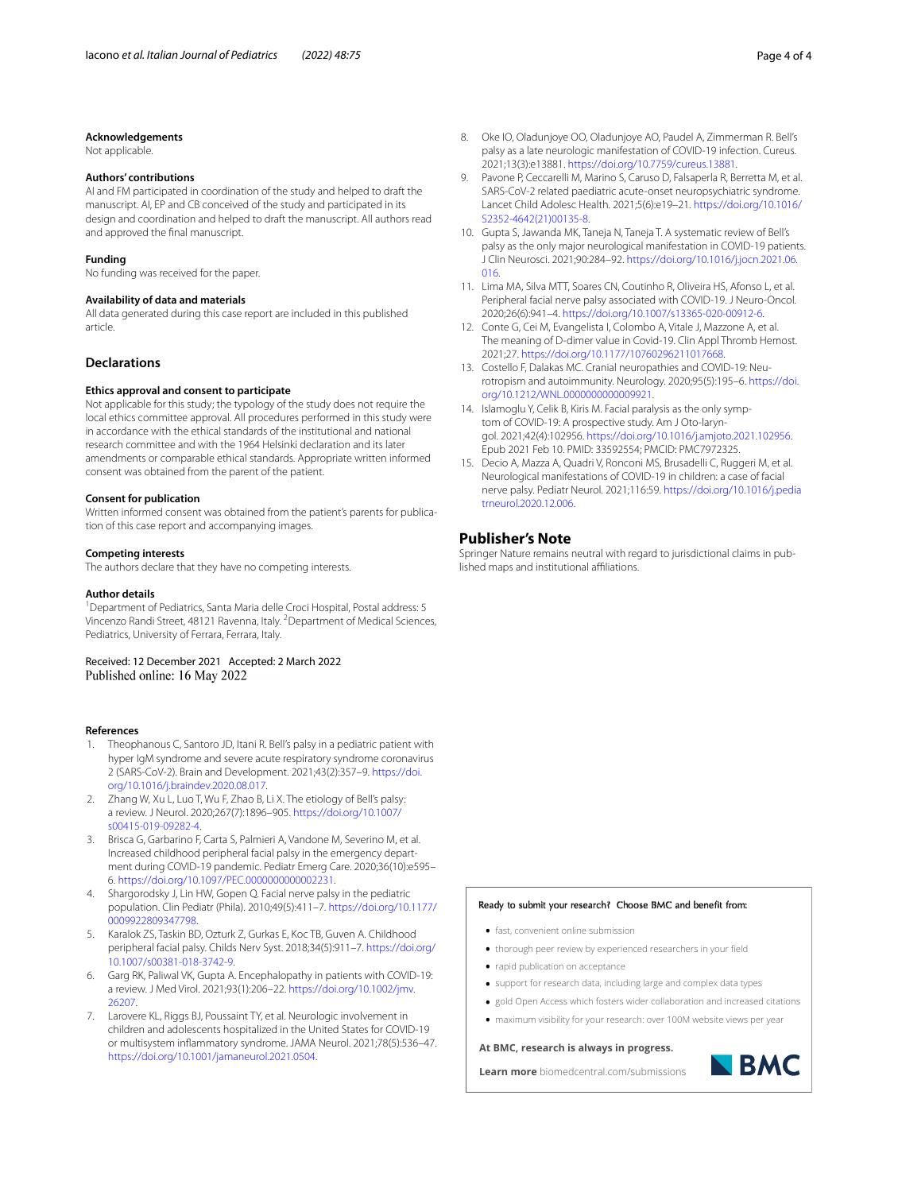### Acknowledgements

Not applicable.

### Authors' contributions

AI and FM participated in coordination of the study and helped to draft the manuscript. AI, EP and CB conceived of the study and participated in its design and coordination and helped to draft the manuscript. All authors read and approved the final manuscript.

### Funding

No funding was received for the paper.

### Availability of data and materials

All data generated during this case report are included in this published article.

## Declarations

### Ethics approval and consent to participate

Not applicable for this study; the typology of the study does not require the local ethics committee approval. All procedures performed in this study were in accordance with the ethical standards of the institutional and national research committee and with the 1964 Helsinki declaration and its later amendments or comparable ethical standards. Appropriate written informed consent was obtained from the parent of the patient.

### Consent for publication

Written informed consent was obtained from the patient's parents for publication of this case report and accompanying images.

### Competing interests

The authors declare that they have no competing interests.

### Author details

[1]Department of Pediatrics, Santa Maria delle Croci Hospital, Postal address: 5 Vincenzo Randi Street, 48121 Ravenna, Italy. [2]Department of Medical Sciences, Pediatrics, University of Ferrara, Ferrara, Italy.

Received: 12 December 2021 Accepted: 2 March 2022
Published online: 16 May 2022

### References

1. Theophanous C, Santoro JD, Itani R. Bell's palsy in a pediatric patient with hyper IgM syndrome and severe acute respiratory syndrome coronavirus 2 (SARS-CoV-2). Brain and Development. 2021;43(2):357–9. https://doi.org/10.1016/j.braindev.2020.08.017.
2. Zhang W, Xu L, Luo T, Wu F, Zhao B, Li X. The etiology of Bell's palsy: a review. J Neurol. 2020;267(7):1896–905. https://doi.org/10.1007/s00415-019-09282-4.
3. Brisca G, Garbarino F, Carta S, Palmieri A, Vandone M, Severino M, et al. Increased childhood peripheral facial palsy in the emergency department during COVID-19 pandemic. Pediatr Emerg Care. 2020;36(10):e595–6. https://doi.org/10.1097/PEC.0000000000002231.
4. Shargorodsky J, Lin HW, Gopen Q. Facial nerve palsy in the pediatric population. Clin Pediatr (Phila). 2010;49(5):411–7. https://doi.org/10.1177/0009922809347798.
5. Karalok ZS, Taskin BD, Ozturk Z, Gurkas E, Koc TB, Guven A. Childhood peripheral facial palsy. Childs Nerv Syst. 2018;34(5):911–7. https://doi.org/10.1007/s00381-018-3742-9.
6. Garg RK, Paliwal VK, Gupta A. Encephalopathy in patients with COVID-19: a review. J Med Virol. 2021;93(1):206–22. https://doi.org/10.1002/jmv.26207.
7. Larovere KL, Riggs BJ, Poussaint TY, et al. Neurologic involvement in children and adolescents hospitalized in the United States for COVID-19 or multisystem inflammatory syndrome. JAMA Neurol. 2021;78(5):536–47. https://doi.org/10.1001/jamaneurol.2021.0504.
8. Oke IO, Oladunjoye OO, Oladunjoye AO, Paudel A, Zimmerman R. Bell's palsy as a late neurologic manifestation of COVID-19 infection. Cureus. 2021;13(3):e13881. https://doi.org/10.7759/cureus.13881.
9. Pavone P, Ceccarelli M, Marino S, Caruso D, Falsaperla R, Berretta M, et al. SARS-CoV-2 related paediatric acute-onset neuropsychiatric syndrome. Lancet Child Adolesc Health. 2021;5(6):e19–21. https://doi.org/10.1016/S2352-4642(21)00135-8.
10. Gupta S, Jawanda MK, Taneja N, Taneja T. A systematic review of Bell's palsy as the only major neurological manifestation in COVID-19 patients. J Clin Neurosci. 2021;90:284–92. https://doi.org/10.1016/j.jocn.2021.06.016.
11. Lima MA, Silva MTT, Soares CN, Coutinho R, Oliveira HS, Afonso L, et al. Peripheral facial nerve palsy associated with COVID-19. J Neuro-Oncol. 2020;26(6):941–4. https://doi.org/10.1007/s13365-020-00912-6.
12. Conte G, Cei M, Evangelista I, Colombo A, Vitale J, Mazzone A, et al. The meaning of D-dimer value in Covid-19. Clin Appl Thromb Hemost. 2021;27. https://doi.org/10.1177/10760296211017668.
13. Costello F, Dalakas MC. Cranial neuropathies and COVID-19: Neurotropism and autoimmunity. Neurology. 2020;95(5):195–6. https://doi.org/10.1212/WNL.0000000000009921.
14. Islamoglu Y, Celik B, Kiris M. Facial paralysis as the only symptom of COVID-19: A prospective study. Am J Oto-laryngol. 2021;42(4):102956. https://doi.org/10.1016/j.amjoto.2021.102956. Epub 2021 Feb 10. PMID: 33592554; PMCID: PMC7972325.
15. Decio A, Mazza A, Quadri V, Ronconi MS, Brusadelli C, Ruggeri M, et al. Neurological manifestations of COVID-19 in children: a case of facial nerve palsy. Pediatr Neurol. 2021;116:59. https://doi.org/10.1016/j.pediatrneurol.2020.12.006.

## Publisher's Note

Springer Nature remains neutral with regard to jurisdictional claims in published maps and institutional affiliations.

Ready to submit your research? Choose BMC and benefit from:

- fast, convenient online submission
- thorough peer review by experienced researchers in your field
- rapid publication on acceptance
- support for research data, including large and complex data types
- gold Open Access which fosters wider collaboration and increased citations
- maximum visibility for your research: over 100M website views per year

**At BMC, research is always in progress.**

**Learn more** biomedcentral.com/submissions

BMC